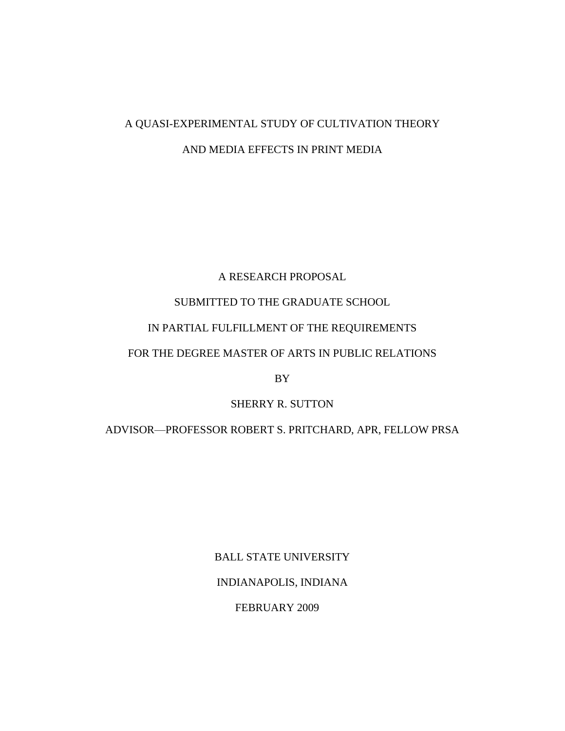# A QUASI-EXPERIMENTAL STUDY OF CULTIVATION THEORY AND MEDIA EFFECTS IN PRINT MEDIA

A RESEARCH PROPOSAL

SUBMITTED TO THE GRADUATE SCHOOL

IN PARTIAL FULFILLMENT OF THE REQUIREMENTS

FOR THE DEGREE MASTER OF ARTS IN PUBLIC RELATIONS

BY

SHERRY R. SUTTON

ADVISOR—PROFESSOR ROBERT S. PRITCHARD, APR, FELLOW PRSA

BALL STATE UNIVERSITY

INDIANAPOLIS, INDIANA

FEBRUARY 2009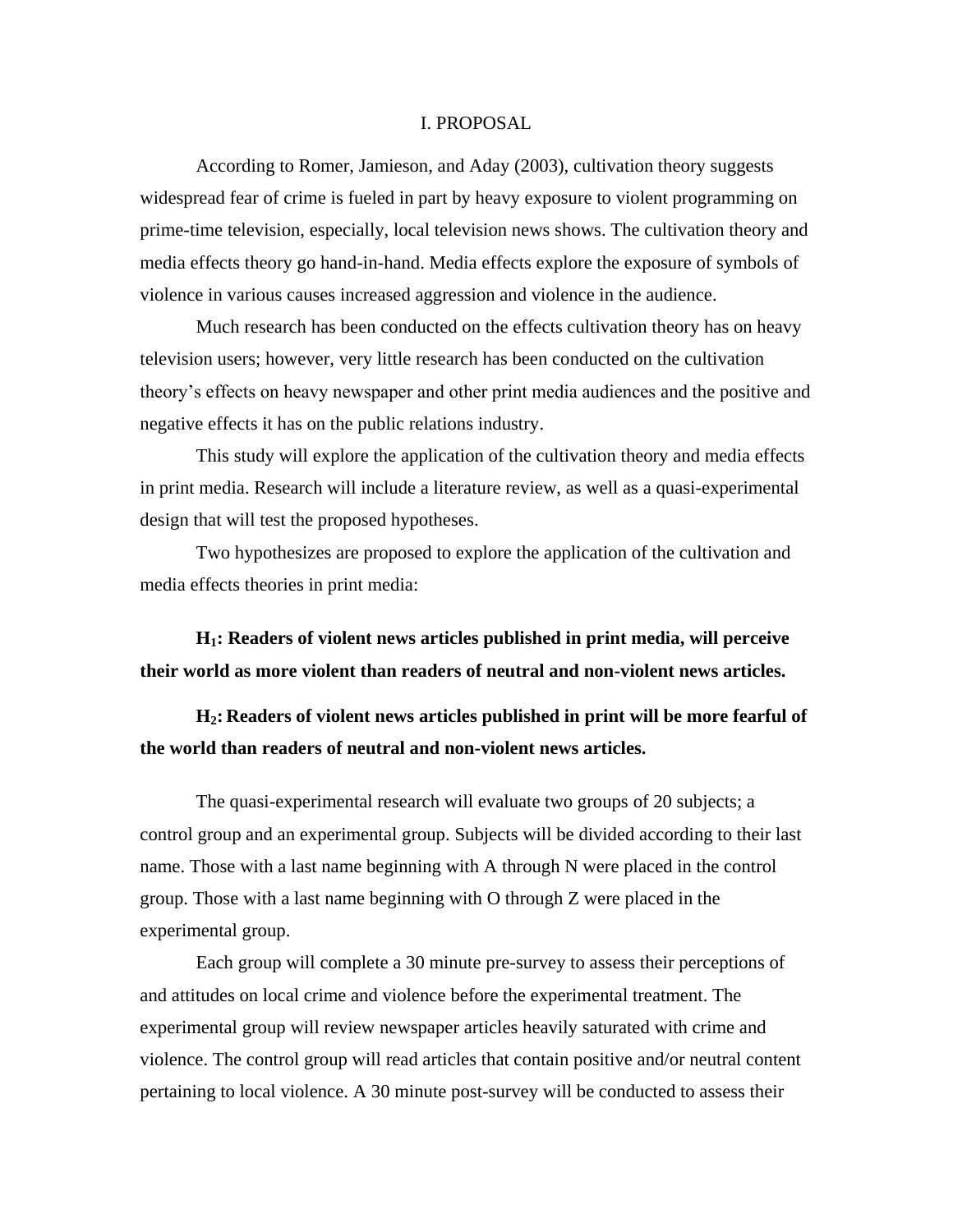# I. PROPOSAL

According to Romer, Jamieson, and Aday (2003), cultivation theory suggests widespread fear of crime is fueled in part by heavy exposure to violent programming on prime-time television, especially, local television news shows. The cultivation theory and media effects theory go hand-in-hand. Media effects explore the exposure of symbols of violence in various causes increased aggression and violence in the audience.

Much research has been conducted on the effects cultivation theory has on heavy television users; however, very little research has been conducted on the cultivation theory's effects on heavy newspaper and other print media audiences and the positive and negative effects it has on the public relations industry.

This study will explore the application of the cultivation theory and media effects in print media. Research will include a literature review, as well as a quasi-experimental design that will test the proposed hypotheses.

Two hypothesizes are proposed to explore the application of the cultivation and media effects theories in print media:

**$H_1$: Readers of violent news articles published in print media, will perceive their world as more violent than readers of neutral and non-violent news articles.**

**$H_2$: Readers of violent news articles published in print will be more fearful of the world than readers of neutral and non-violent news articles.**

The quasi-experimental research will evaluate two groups of 20 subjects; a control group and an experimental group. Subjects will be divided according to their last name. Those with a last name beginning with A through N were placed in the control group. Those with a last name beginning with O through Z were placed in the experimental group.

Each group will complete a 30 minute pre-survey to assess their perceptions of and attitudes on local crime and violence before the experimental treatment. The experimental group will review newspaper articles heavily saturated with crime and violence. The control group will read articles that contain positive and/or neutral content pertaining to local violence. A 30 minute post-survey will be conducted to assess their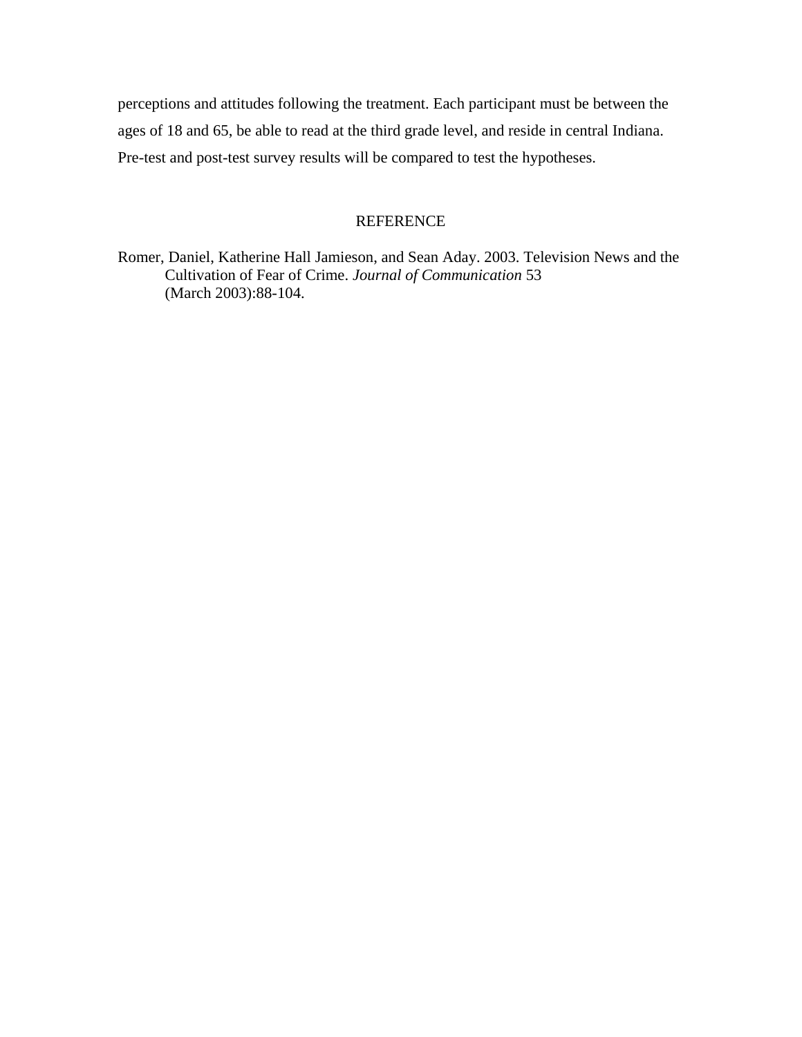perceptions and attitudes following the treatment. Each participant must be between the ages of 18 and 65, be able to read at the third grade level, and reside in central Indiana. Pre-test and post-test survey results will be compared to test the hypotheses.

## REFERENCE

Romer, Daniel, Katherine Hall Jamieson, and Sean Aday. 2003. Television News and the Cultivation of Fear of Crime. *Journal of Communication* 53 (March 2003):88-104.